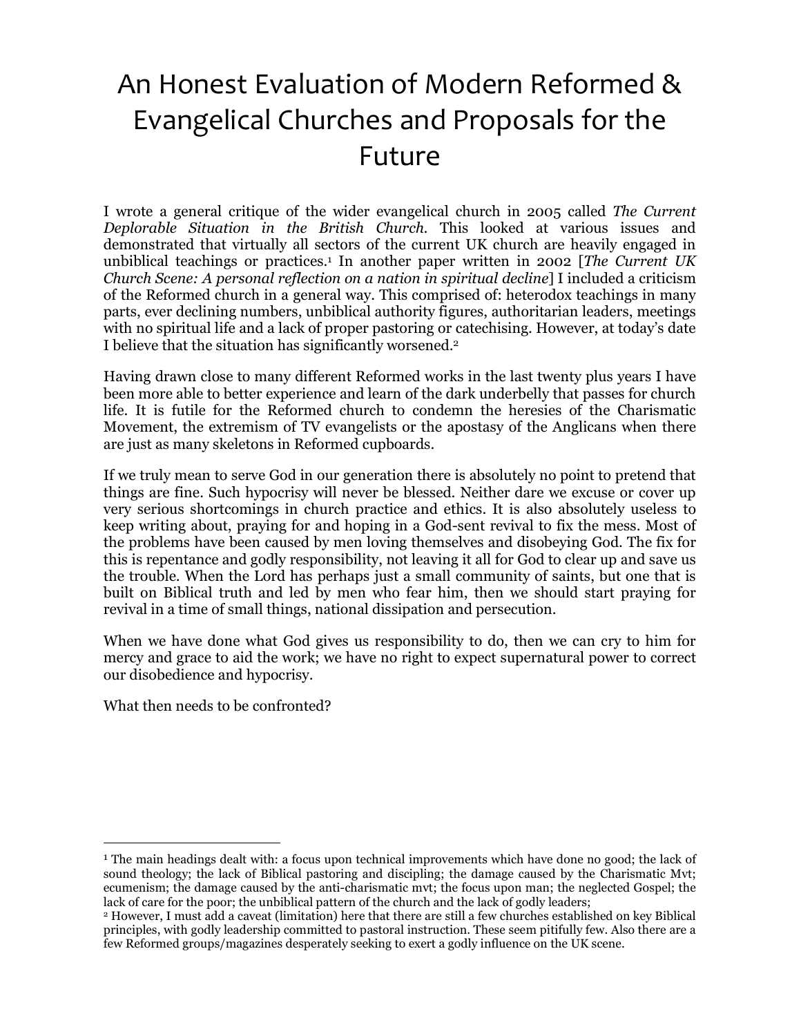# An Honest Evaluation of Modern Reformed & Evangelical Churches and Proposals for the Future

I wrote a general critique of the wider evangelical church in 2005 called *The Current Deplorable Situation in the British Church.* This looked at various issues and demonstrated that virtually all sectors of the current UK church are heavily engaged in unbiblical teachings or practices.[1] In another paper written in 2002 [*The Current UK Church Scene: A personal reflection on a nation in spiritual decline*] I included a criticism of the Reformed church in a general way. This comprised of: heterodox teachings in many parts, ever declining numbers, unbiblical authority figures, authoritarian leaders, meetings with no spiritual life and a lack of proper pastoring or catechising. However, at today's date I believe that the situation has significantly worsened.[2]

Having drawn close to many different Reformed works in the last twenty plus years I have been more able to better experience and learn of the dark underbelly that passes for church life. It is futile for the Reformed church to condemn the heresies of the Charismatic Movement, the extremism of TV evangelists or the apostasy of the Anglicans when there are just as many skeletons in Reformed cupboards.

If we truly mean to serve God in our generation there is absolutely no point to pretend that things are fine. Such hypocrisy will never be blessed. Neither dare we excuse or cover up very serious shortcomings in church practice and ethics. It is also absolutely useless to keep writing about, praying for and hoping in a God-sent revival to fix the mess. Most of the problems have been caused by men loving themselves and disobeying God. The fix for this is repentance and godly responsibility, not leaving it all for God to clear up and save us the trouble. When the Lord has perhaps just a small community of saints, but one that is built on Biblical truth and led by men who fear him, then we should start praying for revival in a time of small things, national dissipation and persecution.

When we have done what God gives us responsibility to do, then we can cry to him for mercy and grace to aid the work; we have no right to expect supernatural power to correct our disobedience and hypocrisy.

What then needs to be confronted?

---

[1] The main headings dealt with: a focus upon technical improvements which have done no good; the lack of sound theology; the lack of Biblical pastoring and discipling; the damage caused by the Charismatic Mvt; ecumenism; the damage caused by the anti-charismatic mvt; the focus upon man; the neglected Gospel; the lack of care for the poor; the unbiblical pattern of the church and the lack of godly leaders;

[2] However, I must add a caveat (limitation) here that there are still a few churches established on key Biblical principles, with godly leadership committed to pastoral instruction. These seem pitifully few. Also there are a few Reformed groups/magazines desperately seeking to exert a godly influence on the UK scene.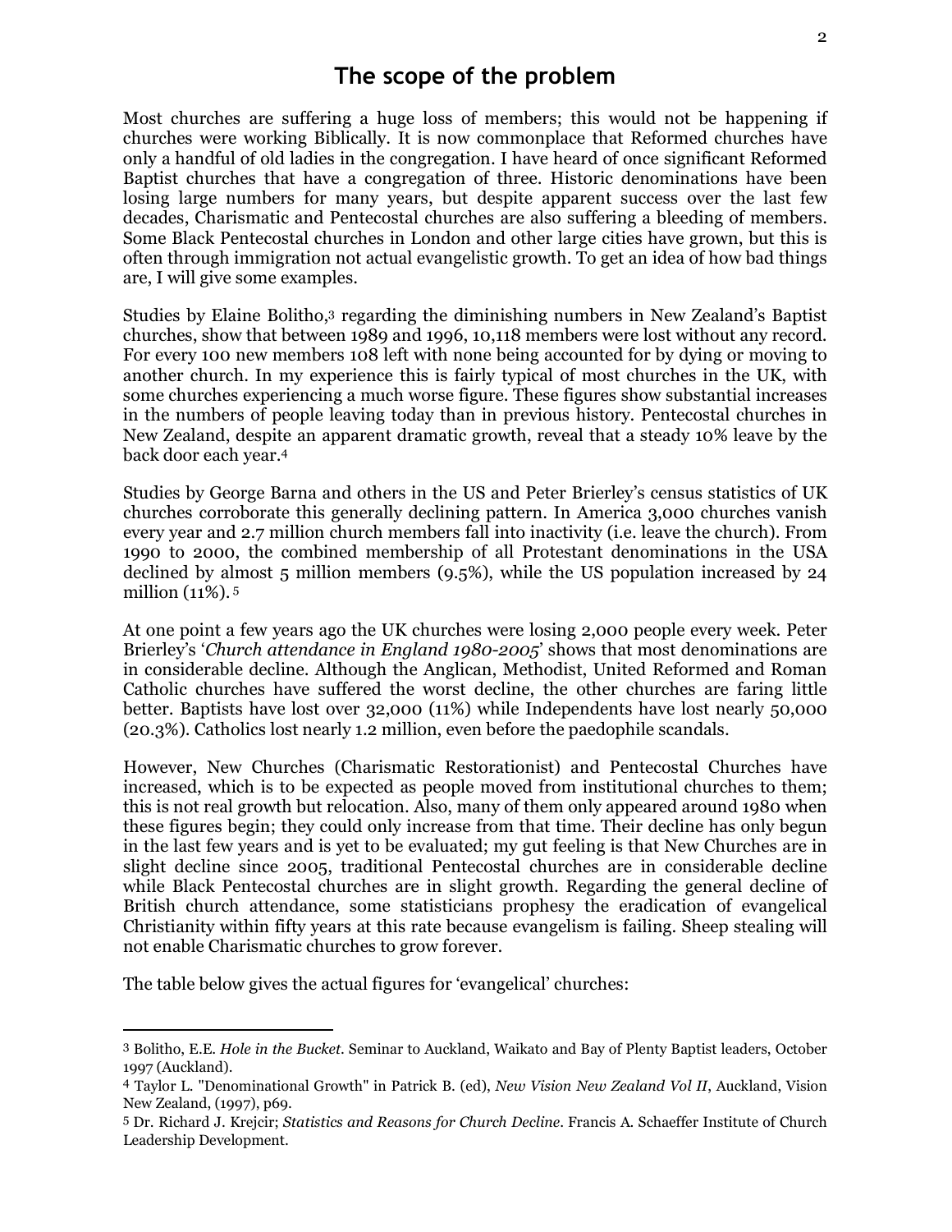## The scope of the problem

Most churches are suffering a huge loss of members; this would not be happening if churches were working Biblically. It is now commonplace that Reformed churches have only a handful of old ladies in the congregation. I have heard of once significant Reformed Baptist churches that have a congregation of three. Historic denominations have been losing large numbers for many years, but despite apparent success over the last few decades, Charismatic and Pentecostal churches are also suffering a bleeding of members. Some Black Pentecostal churches in London and other large cities have grown, but this is often through immigration not actual evangelistic growth. To get an idea of how bad things are, I will give some examples.

Studies by Elaine Bolitho,[3] regarding the diminishing numbers in New Zealand's Baptist churches, show that between 1989 and 1996, 10,118 members were lost without any record. For every 100 new members 108 left with none being accounted for by dying or moving to another church. In my experience this is fairly typical of most churches in the UK, with some churches experiencing a much worse figure. These figures show substantial increases in the numbers of people leaving today than in previous history. Pentecostal churches in New Zealand, despite an apparent dramatic growth, reveal that a steady 10% leave by the back door each year.[4]

Studies by George Barna and others in the US and Peter Brierley's census statistics of UK churches corroborate this generally declining pattern. In America 3,000 churches vanish every year and 2.7 million church members fall into inactivity (i.e. leave the church). From 1990 to 2000, the combined membership of all Protestant denominations in the USA declined by almost 5 million members (9.5%), while the US population increased by 24 million (11%).[5]

At one point a few years ago the UK churches were losing 2,000 people every week. Peter Brierley's '*Church attendance in England 1980-2005*' shows that most denominations are in considerable decline. Although the Anglican, Methodist, United Reformed and Roman Catholic churches have suffered the worst decline, the other churches are faring little better. Baptists have lost over 32,000 (11%) while Independents have lost nearly 50,000 (20.3%). Catholics lost nearly 1.2 million, even before the paedophile scandals.

However, New Churches (Charismatic Restorationist) and Pentecostal Churches have increased, which is to be expected as people moved from institutional churches to them; this is not real growth but relocation. Also, many of them only appeared around 1980 when these figures begin; they could only increase from that time. Their decline has only begun in the last few years and is yet to be evaluated; my gut feeling is that New Churches are in slight decline since 2005, traditional Pentecostal churches are in considerable decline while Black Pentecostal churches are in slight growth. Regarding the general decline of British church attendance, some statisticians prophesy the eradication of evangelical Christianity within fifty years at this rate because evangelism is failing. Sheep stealing will not enable Charismatic churches to grow forever.

The table below gives the actual figures for 'evangelical' churches:

---

[3] Bolitho, E.E. *Hole in the Bucket*. Seminar to Auckland, Waikato and Bay of Plenty Baptist leaders, October 1997 (Auckland).

[4] Taylor L. "Denominational Growth" in Patrick B. (ed), *New Vision New Zealand Vol II*, Auckland, Vision New Zealand, (1997), p69.

[5] Dr. Richard J. Krejcir; *Statistics and Reasons for Church Decline*. Francis A. Schaeffer Institute of Church Leadership Development.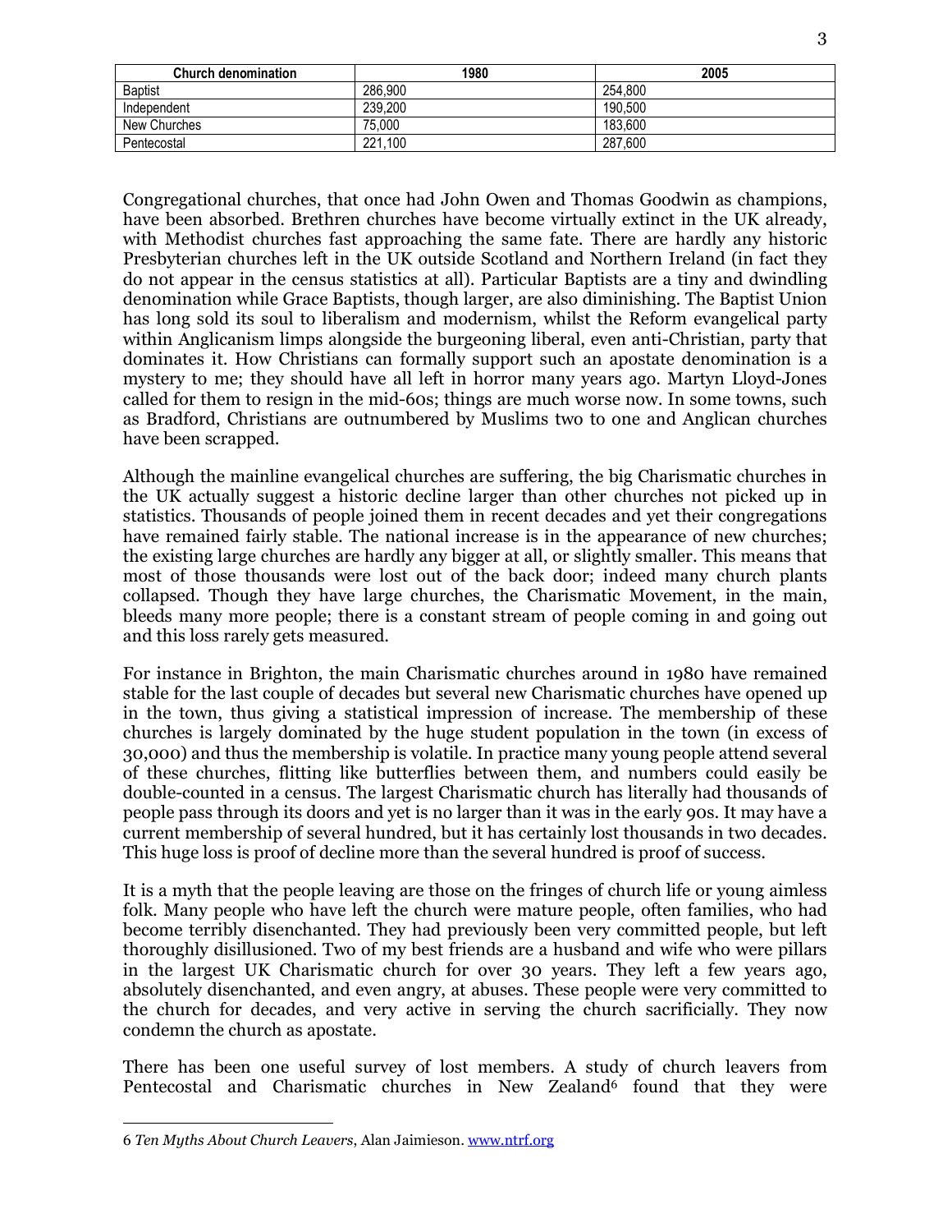| Church denomination | 1980 | 2005 |
| --- | --- | --- |
| Baptist | 286,900 | 254,800 |
| Independent | 239,200 | 190,500 |
| New Churches | 75,000 | 183,600 |
| Pentecostal | 221,100 | 287,600 |

Congregational churches, that once had John Owen and Thomas Goodwin as champions, have been absorbed. Brethren churches have become virtually extinct in the UK already, with Methodist churches fast approaching the same fate. There are hardly any historic Presbyterian churches left in the UK outside Scotland and Northern Ireland (in fact they do not appear in the census statistics at all). Particular Baptists are a tiny and dwindling denomination while Grace Baptists, though larger, are also diminishing. The Baptist Union has long sold its soul to liberalism and modernism, whilst the Reform evangelical party within Anglicanism limps alongside the burgeoning liberal, even anti-Christian, party that dominates it. How Christians can formally support such an apostate denomination is a mystery to me; they should have all left in horror many years ago. Martyn Lloyd-Jones called for them to resign in the mid-60s; things are much worse now. In some towns, such as Bradford, Christians are outnumbered by Muslims two to one and Anglican churches have been scrapped.

Although the mainline evangelical churches are suffering, the big Charismatic churches in the UK actually suggest a historic decline larger than other churches not picked up in statistics. Thousands of people joined them in recent decades and yet their congregations have remained fairly stable. The national increase is in the appearance of new churches; the existing large churches are hardly any bigger at all, or slightly smaller. This means that most of those thousands were lost out of the back door; indeed many church plants collapsed. Though they have large churches, the Charismatic Movement, in the main, bleeds many more people; there is a constant stream of people coming in and going out and this loss rarely gets measured.

For instance in Brighton, the main Charismatic churches around in 1980 have remained stable for the last couple of decades but several new Charismatic churches have opened up in the town, thus giving a statistical impression of increase. The membership of these churches is largely dominated by the huge student population in the town (in excess of 30,000) and thus the membership is volatile. In practice many young people attend several of these churches, flitting like butterflies between them, and numbers could easily be double-counted in a census. The largest Charismatic church has literally had thousands of people pass through its doors and yet is no larger than it was in the early 90s. It may have a current membership of several hundred, but it has certainly lost thousands in two decades. This huge loss is proof of decline more than the several hundred is proof of success.

It is a myth that the people leaving are those on the fringes of church life or young aimless folk. Many people who have left the church were mature people, often families, who had become terribly disenchanted. They had previously been very committed people, but left thoroughly disillusioned. Two of my best friends are a husband and wife who were pillars in the largest UK Charismatic church for over 30 years. They left a few years ago, absolutely disenchanted, and even angry, at abuses. These people were very committed to the church for decades, and very active in serving the church sacrificially. They now condemn the church as apostate.

There has been one useful survey of lost members. A study of church leavers from Pentecostal and Charismatic churches in New Zealand[6] found that they were

---

6 *Ten Myths About Church Leavers*, Alan Jaimieson. www.ntrf.org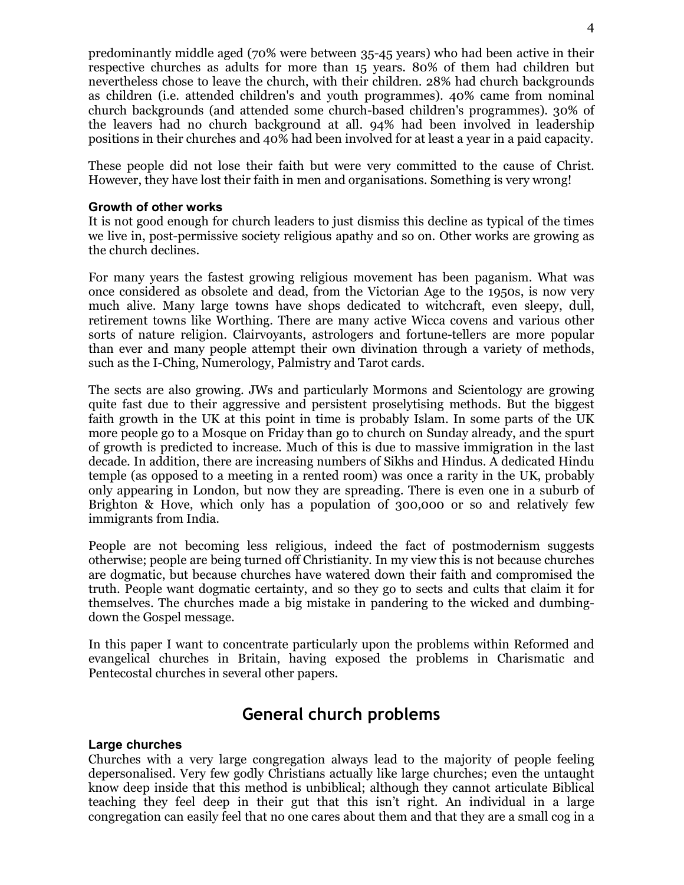predominantly middle aged (70% were between 35-45 years) who had been active in their respective churches as adults for more than 15 years. 80% of them had children but nevertheless chose to leave the church, with their children. 28% had church backgrounds as children (i.e. attended children's and youth programmes). 40% came from nominal church backgrounds (and attended some church-based children's programmes). 30% of the leavers had no church background at all. 94% had been involved in leadership positions in their churches and 40% had been involved for at least a year in a paid capacity.

These people did not lose their faith but were very committed to the cause of Christ. However, they have lost their faith in men and organisations. Something is very wrong!

### Growth of other works

It is not good enough for church leaders to just dismiss this decline as typical of the times we live in, post-permissive society religious apathy and so on. Other works are growing as the church declines.

For many years the fastest growing religious movement has been paganism. What was once considered as obsolete and dead, from the Victorian Age to the 1950s, is now very much alive. Many large towns have shops dedicated to witchcraft, even sleepy, dull, retirement towns like Worthing. There are many active Wicca covens and various other sorts of nature religion. Clairvoyants, astrologers and fortune-tellers are more popular than ever and many people attempt their own divination through a variety of methods, such as the I-Ching, Numerology, Palmistry and Tarot cards.

The sects are also growing. JWs and particularly Mormons and Scientology are growing quite fast due to their aggressive and persistent proselytising methods. But the biggest faith growth in the UK at this point in time is probably Islam. In some parts of the UK more people go to a Mosque on Friday than go to church on Sunday already, and the spurt of growth is predicted to increase. Much of this is due to massive immigration in the last decade. In addition, there are increasing numbers of Sikhs and Hindus. A dedicated Hindu temple (as opposed to a meeting in a rented room) was once a rarity in the UK, probably only appearing in London, but now they are spreading. There is even one in a suburb of Brighton & Hove, which only has a population of 300,000 or so and relatively few immigrants from India.

People are not becoming less religious, indeed the fact of postmodernism suggests otherwise; people are being turned off Christianity. In my view this is not because churches are dogmatic, but because churches have watered down their faith and compromised the truth. People want dogmatic certainty, and so they go to sects and cults that claim it for themselves. The churches made a big mistake in pandering to the wicked and dumbing-down the Gospel message.

In this paper I want to concentrate particularly upon the problems within Reformed and evangelical churches in Britain, having exposed the problems in Charismatic and Pentecostal churches in several other papers.

## General church problems

### Large churches

Churches with a very large congregation always lead to the majority of people feeling depersonalised. Very few godly Christians actually like large churches; even the untaught know deep inside that this method is unbiblical; although they cannot articulate Biblical teaching they feel deep in their gut that this isn't right. An individual in a large congregation can easily feel that no one cares about them and that they are a small cog in a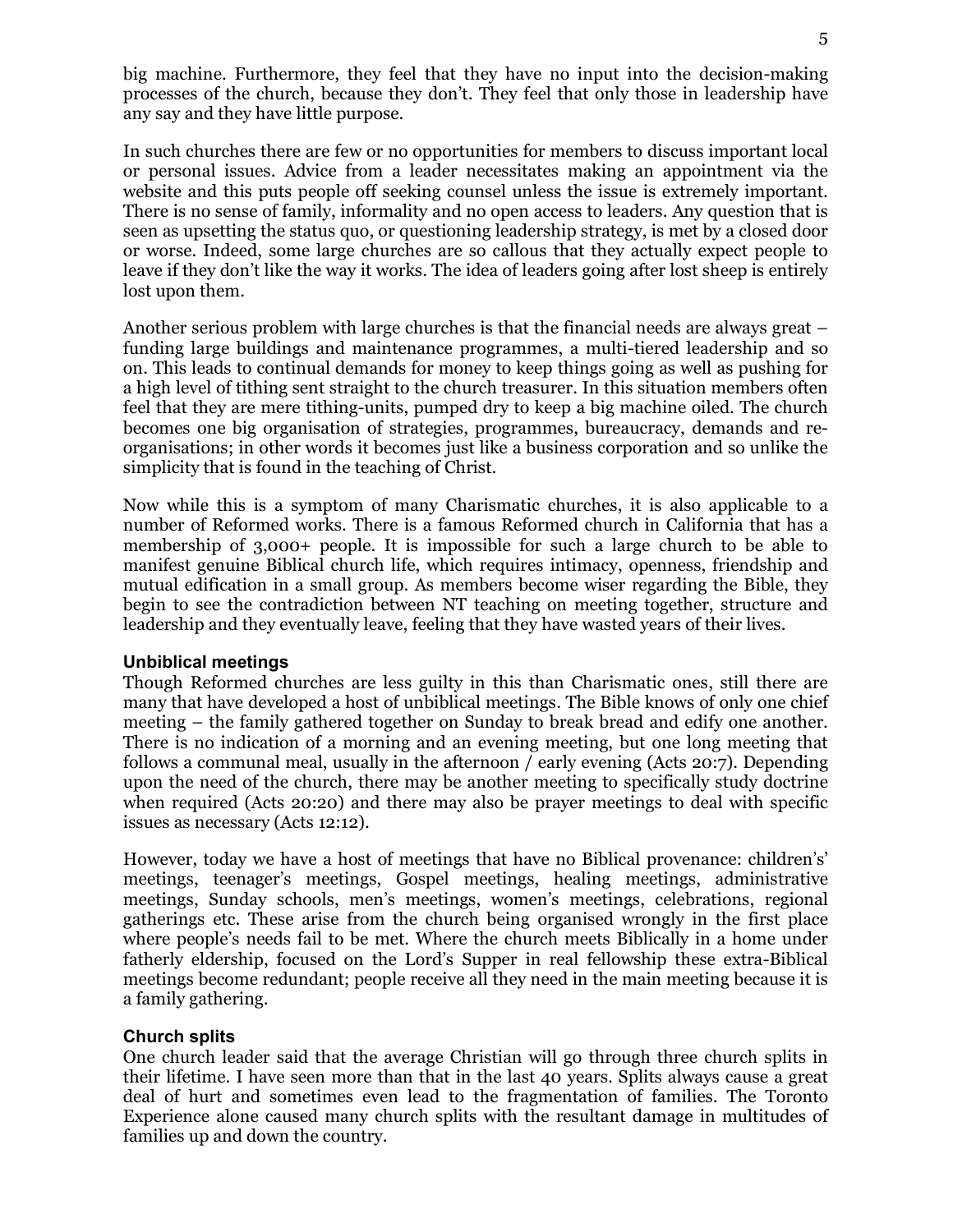big machine. Furthermore, they feel that they have no input into the decision-making processes of the church, because they don't. They feel that only those in leadership have any say and they have little purpose.

In such churches there are few or no opportunities for members to discuss important local or personal issues. Advice from a leader necessitates making an appointment via the website and this puts people off seeking counsel unless the issue is extremely important. There is no sense of family, informality and no open access to leaders. Any question that is seen as upsetting the status quo, or questioning leadership strategy, is met by a closed door or worse. Indeed, some large churches are so callous that they actually expect people to leave if they don't like the way it works. The idea of leaders going after lost sheep is entirely lost upon them.

Another serious problem with large churches is that the financial needs are always great – funding large buildings and maintenance programmes, a multi-tiered leadership and so on. This leads to continual demands for money to keep things going as well as pushing for a high level of tithing sent straight to the church treasurer. In this situation members often feel that they are mere tithing-units, pumped dry to keep a big machine oiled. The church becomes one big organisation of strategies, programmes, bureaucracy, demands and re-organisations; in other words it becomes just like a business corporation and so unlike the simplicity that is found in the teaching of Christ.

Now while this is a symptom of many Charismatic churches, it is also applicable to a number of Reformed works. There is a famous Reformed church in California that has a membership of 3,000+ people. It is impossible for such a large church to be able to manifest genuine Biblical church life, which requires intimacy, openness, friendship and mutual edification in a small group. As members become wiser regarding the Bible, they begin to see the contradiction between NT teaching on meeting together, structure and leadership and they eventually leave, feeling that they have wasted years of their lives.

### Unbiblical meetings

Though Reformed churches are less guilty in this than Charismatic ones, still there are many that have developed a host of unbiblical meetings. The Bible knows of only one chief meeting – the family gathered together on Sunday to break bread and edify one another. There is no indication of a morning and an evening meeting, but one long meeting that follows a communal meal, usually in the afternoon / early evening (Acts 20:7). Depending upon the need of the church, there may be another meeting to specifically study doctrine when required (Acts 20:20) and there may also be prayer meetings to deal with specific issues as necessary (Acts 12:12).

However, today we have a host of meetings that have no Biblical provenance: children's' meetings, teenager's meetings, Gospel meetings, healing meetings, administrative meetings, Sunday schools, men's meetings, women's meetings, celebrations, regional gatherings etc. These arise from the church being organised wrongly in the first place where people's needs fail to be met. Where the church meets Biblically in a home under fatherly eldership, focused on the Lord's Supper in real fellowship these extra-Biblical meetings become redundant; people receive all they need in the main meeting because it is a family gathering.

### Church splits

One church leader said that the average Christian will go through three church splits in their lifetime. I have seen more than that in the last 40 years. Splits always cause a great deal of hurt and sometimes even lead to the fragmentation of families. The Toronto Experience alone caused many church splits with the resultant damage in multitudes of families up and down the country.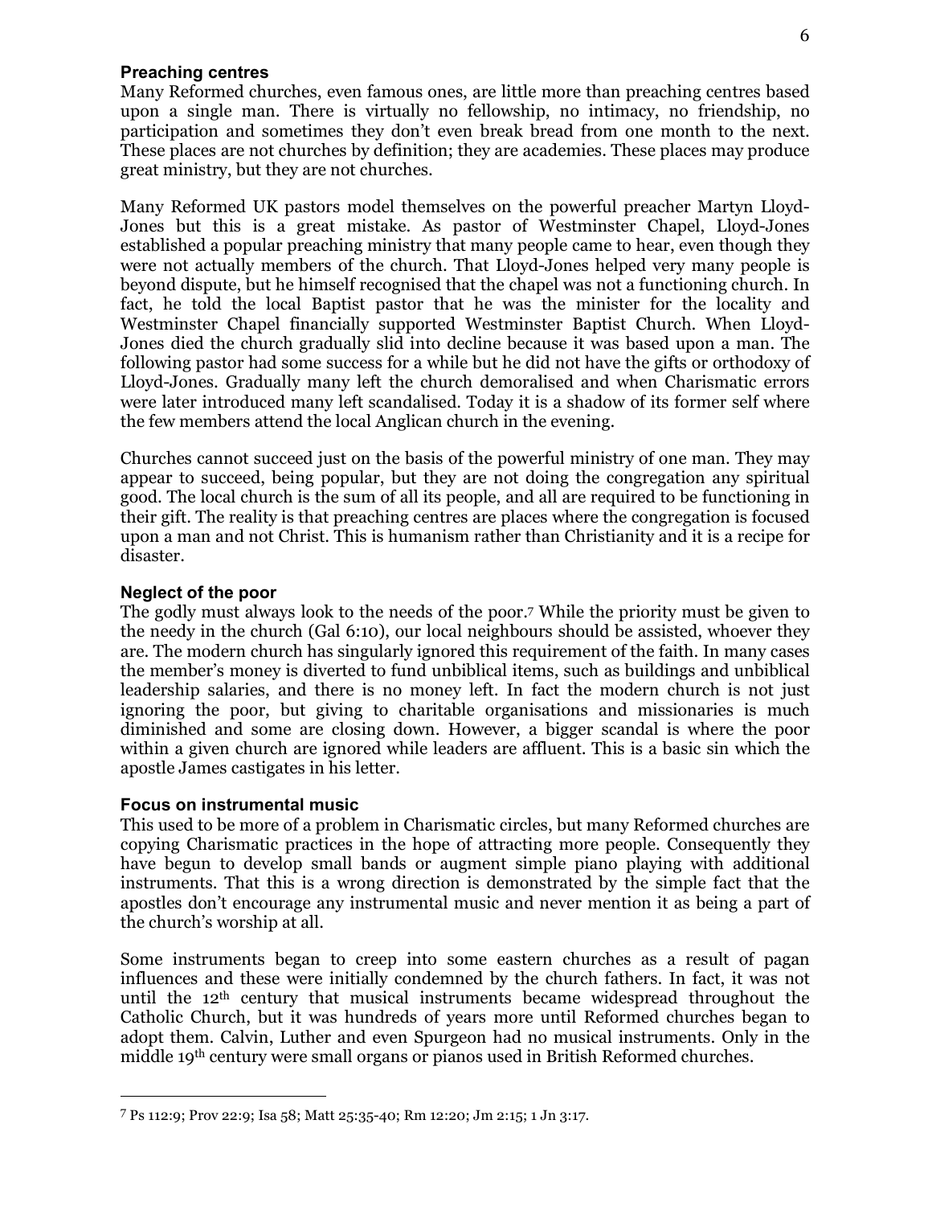### Preaching centres

Many Reformed churches, even famous ones, are little more than preaching centres based upon a single man. There is virtually no fellowship, no intimacy, no friendship, no participation and sometimes they don't even break bread from one month to the next. These places are not churches by definition; they are academies. These places may produce great ministry, but they are not churches.

Many Reformed UK pastors model themselves on the powerful preacher Martyn Lloyd-Jones but this is a great mistake. As pastor of Westminster Chapel, Lloyd-Jones established a popular preaching ministry that many people came to hear, even though they were not actually members of the church. That Lloyd-Jones helped very many people is beyond dispute, but he himself recognised that the chapel was not a functioning church. In fact, he told the local Baptist pastor that he was the minister for the locality and Westminster Chapel financially supported Westminster Baptist Church. When Lloyd-Jones died the church gradually slid into decline because it was based upon a man. The following pastor had some success for a while but he did not have the gifts or orthodoxy of Lloyd-Jones. Gradually many left the church demoralised and when Charismatic errors were later introduced many left scandalised. Today it is a shadow of its former self where the few members attend the local Anglican church in the evening.

Churches cannot succeed just on the basis of the powerful ministry of one man. They may appear to succeed, being popular, but they are not doing the congregation any spiritual good. The local church is the sum of all its people, and all are required to be functioning in their gift. The reality is that preaching centres are places where the congregation is focused upon a man and not Christ. This is humanism rather than Christianity and it is a recipe for disaster.

### Neglect of the poor

The godly must always look to the needs of the poor.[7] While the priority must be given to the needy in the church (Gal 6:10), our local neighbours should be assisted, whoever they are. The modern church has singularly ignored this requirement of the faith. In many cases the member's money is diverted to fund unbiblical items, such as buildings and unbiblical leadership salaries, and there is no money left. In fact the modern church is not just ignoring the poor, but giving to charitable organisations and missionaries is much diminished and some are closing down. However, a bigger scandal is where the poor within a given church are ignored while leaders are affluent. This is a basic sin which the apostle James castigates in his letter.

### Focus on instrumental music

This used to be more of a problem in Charismatic circles, but many Reformed churches are copying Charismatic practices in the hope of attracting more people. Consequently they have begun to develop small bands or augment simple piano playing with additional instruments. That this is a wrong direction is demonstrated by the simple fact that the apostles don't encourage any instrumental music and never mention it as being a part of the church's worship at all.

Some instruments began to creep into some eastern churches as a result of pagan influences and these were initially condemned by the church fathers. In fact, it was not until the 12th century that musical instruments became widespread throughout the Catholic Church, but it was hundreds of years more until Reformed churches began to adopt them. Calvin, Luther and even Spurgeon had no musical instruments. Only in the middle 19th century were small organs or pianos used in British Reformed churches.

---

[7] Ps 112:9; Prov 22:9; Isa 58; Matt 25:35-40; Rm 12:20; Jm 2:15; 1 Jn 3:17.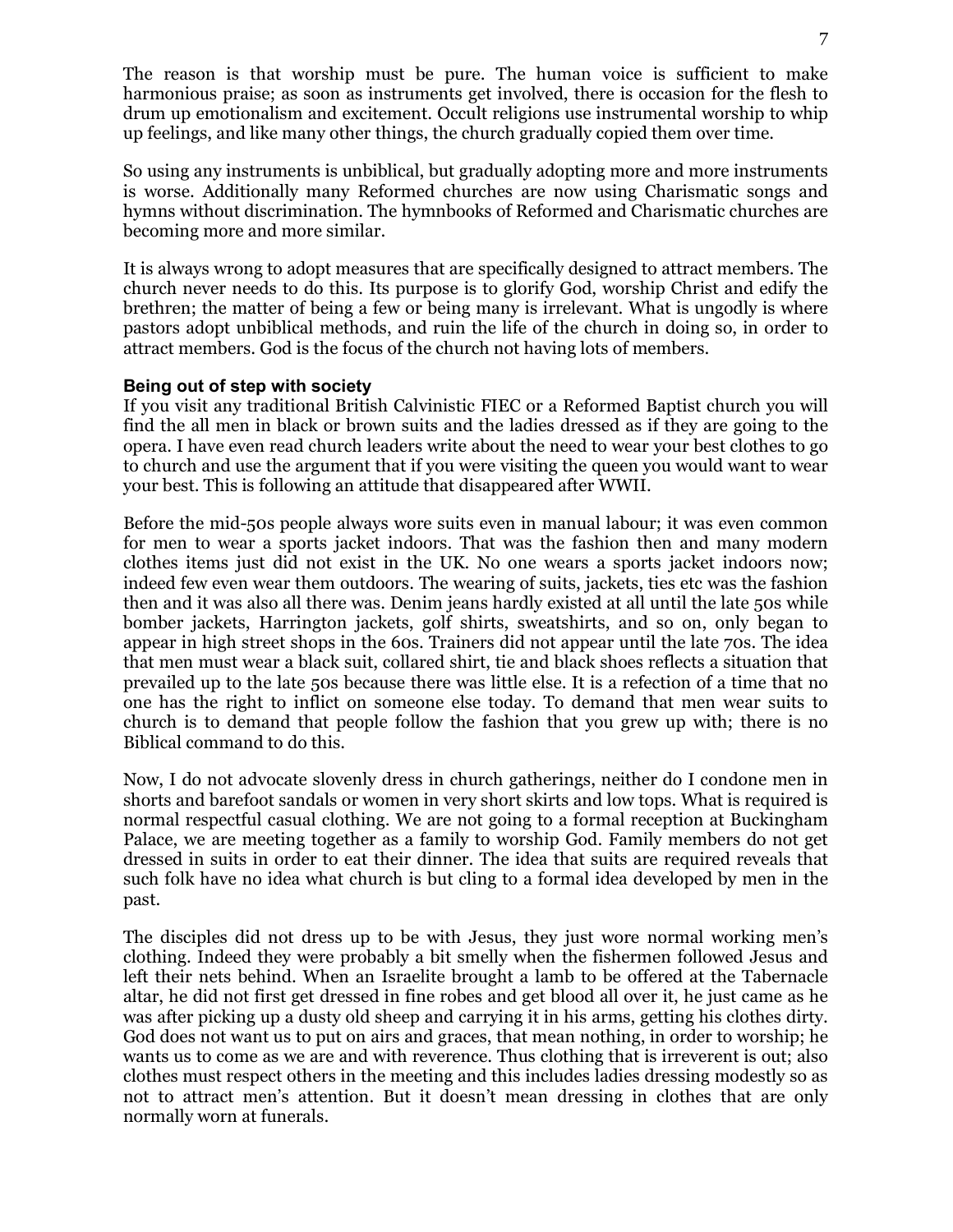The reason is that worship must be pure. The human voice is sufficient to make harmonious praise; as soon as instruments get involved, there is occasion for the flesh to drum up emotionalism and excitement. Occult religions use instrumental worship to whip up feelings, and like many other things, the church gradually copied them over time.

So using any instruments is unbiblical, but gradually adopting more and more instruments is worse. Additionally many Reformed churches are now using Charismatic songs and hymns without discrimination. The hymnbooks of Reformed and Charismatic churches are becoming more and more similar.

It is always wrong to adopt measures that are specifically designed to attract members. The church never needs to do this. Its purpose is to glorify God, worship Christ and edify the brethren; the matter of being a few or being many is irrelevant. What is ungodly is where pastors adopt unbiblical methods, and ruin the life of the church in doing so, in order to attract members. God is the focus of the church not having lots of members.

**Being out of step with society**

If you visit any traditional British Calvinistic FIEC or a Reformed Baptist church you will find the all men in black or brown suits and the ladies dressed as if they are going to the opera. I have even read church leaders write about the need to wear your best clothes to go to church and use the argument that if you were visiting the queen you would want to wear your best. This is following an attitude that disappeared after WWII.

Before the mid-50s people always wore suits even in manual labour; it was even common for men to wear a sports jacket indoors. That was the fashion then and many modern clothes items just did not exist in the UK. No one wears a sports jacket indoors now; indeed few even wear them outdoors. The wearing of suits, jackets, ties etc was the fashion then and it was also all there was. Denim jeans hardly existed at all until the late 50s while bomber jackets, Harrington jackets, golf shirts, sweatshirts, and so on, only began to appear in high street shops in the 60s. Trainers did not appear until the late 70s. The idea that men must wear a black suit, collared shirt, tie and black shoes reflects a situation that prevailed up to the late 50s because there was little else. It is a refection of a time that no one has the right to inflict on someone else today. To demand that men wear suits to church is to demand that people follow the fashion that you grew up with; there is no Biblical command to do this.

Now, I do not advocate slovenly dress in church gatherings, neither do I condone men in shorts and barefoot sandals or women in very short skirts and low tops. What is required is normal respectful casual clothing. We are not going to a formal reception at Buckingham Palace, we are meeting together as a family to worship God. Family members do not get dressed in suits in order to eat their dinner. The idea that suits are required reveals that such folk have no idea what church is but cling to a formal idea developed by men in the past.

The disciples did not dress up to be with Jesus, they just wore normal working men's clothing. Indeed they were probably a bit smelly when the fishermen followed Jesus and left their nets behind. When an Israelite brought a lamb to be offered at the Tabernacle altar, he did not first get dressed in fine robes and get blood all over it, he just came as he was after picking up a dusty old sheep and carrying it in his arms, getting his clothes dirty. God does not want us to put on airs and graces, that mean nothing, in order to worship; he wants us to come as we are and with reverence. Thus clothing that is irreverent is out; also clothes must respect others in the meeting and this includes ladies dressing modestly so as not to attract men's attention. But it doesn't mean dressing in clothes that are only normally worn at funerals.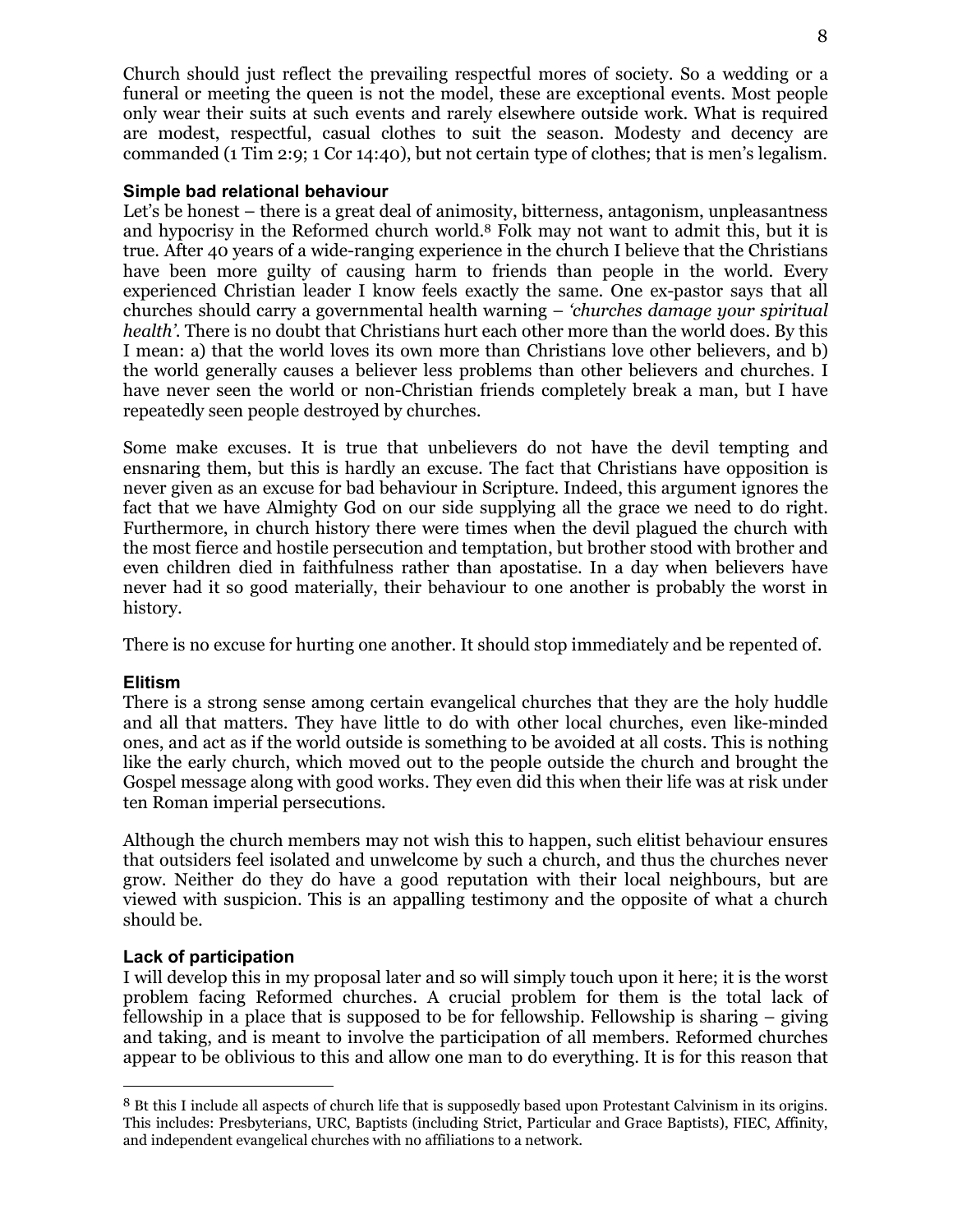Church should just reflect the prevailing respectful mores of society. So a wedding or a funeral or meeting the queen is not the model, these are exceptional events. Most people only wear their suits at such events and rarely elsewhere outside work. What is required are modest, respectful, casual clothes to suit the season. Modesty and decency are commanded (1 Tim 2:9; 1 Cor 14:40), but not certain type of clothes; that is men's legalism.

### Simple bad relational behaviour

Let's be honest – there is a great deal of animosity, bitterness, antagonism, unpleasantness and hypocrisy in the Reformed church world.[8] Folk may not want to admit this, but it is true. After 40 years of a wide-ranging experience in the church I believe that the Christians have been more guilty of causing harm to friends than people in the world. Every experienced Christian leader I know feels exactly the same. One ex-pastor says that all churches should carry a governmental health warning – *'churches damage your spiritual health'*. There is no doubt that Christians hurt each other more than the world does. By this I mean: a) that the world loves its own more than Christians love other believers, and b) the world generally causes a believer less problems than other believers and churches. I have never seen the world or non-Christian friends completely break a man, but I have repeatedly seen people destroyed by churches.

Some make excuses. It is true that unbelievers do not have the devil tempting and ensnaring them, but this is hardly an excuse. The fact that Christians have opposition is never given as an excuse for bad behaviour in Scripture. Indeed, this argument ignores the fact that we have Almighty God on our side supplying all the grace we need to do right. Furthermore, in church history there were times when the devil plagued the church with the most fierce and hostile persecution and temptation, but brother stood with brother and even children died in faithfulness rather than apostatise. In a day when believers have never had it so good materially, their behaviour to one another is probably the worst in history.

There is no excuse for hurting one another. It should stop immediately and be repented of.

### Elitism

There is a strong sense among certain evangelical churches that they are the holy huddle and all that matters. They have little to do with other local churches, even like-minded ones, and act as if the world outside is something to be avoided at all costs. This is nothing like the early church, which moved out to the people outside the church and brought the Gospel message along with good works. They even did this when their life was at risk under ten Roman imperial persecutions.

Although the church members may not wish this to happen, such elitist behaviour ensures that outsiders feel isolated and unwelcome by such a church, and thus the churches never grow. Neither do they do have a good reputation with their local neighbours, but are viewed with suspicion. This is an appalling testimony and the opposite of what a church should be.

### Lack of participation

I will develop this in my proposal later and so will simply touch upon it here; it is the worst problem facing Reformed churches. A crucial problem for them is the total lack of fellowship in a place that is supposed to be for fellowship. Fellowship is sharing – giving and taking, and is meant to involve the participation of all members. Reformed churches appear to be oblivious to this and allow one man to do everything. It is for this reason that

---

[8] Bt this I include all aspects of church life that is supposedly based upon Protestant Calvinism in its origins. This includes: Presbyterians, URC, Baptists (including Strict, Particular and Grace Baptists), FIEC, Affinity, and independent evangelical churches with no affiliations to a network.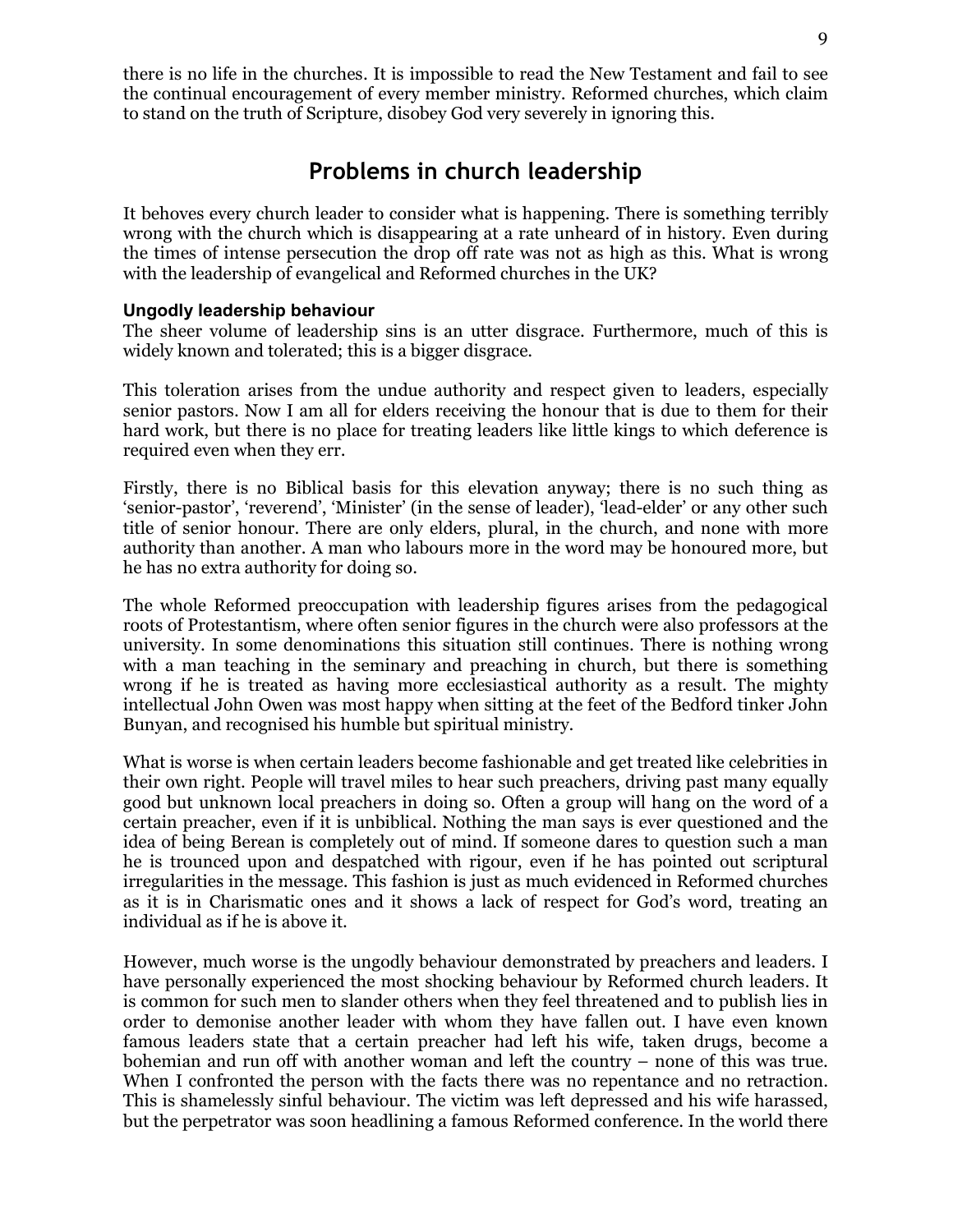there is no life in the churches. It is impossible to read the New Testament and fail to see the continual encouragement of every member ministry. Reformed churches, which claim to stand on the truth of Scripture, disobey God very severely in ignoring this.

## Problems in church leadership

It behoves every church leader to consider what is happening. There is something terribly wrong with the church which is disappearing at a rate unheard of in history. Even during the times of intense persecution the drop off rate was not as high as this. What is wrong with the leadership of evangelical and Reformed churches in the UK?

### Ungodly leadership behaviour

The sheer volume of leadership sins is an utter disgrace. Furthermore, much of this is widely known and tolerated; this is a bigger disgrace.

This toleration arises from the undue authority and respect given to leaders, especially senior pastors. Now I am all for elders receiving the honour that is due to them for their hard work, but there is no place for treating leaders like little kings to which deference is required even when they err.

Firstly, there is no Biblical basis for this elevation anyway; there is no such thing as 'senior-pastor', 'reverend', 'Minister' (in the sense of leader), 'lead-elder' or any other such title of senior honour. There are only elders, plural, in the church, and none with more authority than another. A man who labours more in the word may be honoured more, but he has no extra authority for doing so.

The whole Reformed preoccupation with leadership figures arises from the pedagogical roots of Protestantism, where often senior figures in the church were also professors at the university. In some denominations this situation still continues. There is nothing wrong with a man teaching in the seminary and preaching in church, but there is something wrong if he is treated as having more ecclesiastical authority as a result. The mighty intellectual John Owen was most happy when sitting at the feet of the Bedford tinker John Bunyan, and recognised his humble but spiritual ministry.

What is worse is when certain leaders become fashionable and get treated like celebrities in their own right. People will travel miles to hear such preachers, driving past many equally good but unknown local preachers in doing so. Often a group will hang on the word of a certain preacher, even if it is unbiblical. Nothing the man says is ever questioned and the idea of being Berean is completely out of mind. If someone dares to question such a man he is trounced upon and despatched with rigour, even if he has pointed out scriptural irregularities in the message. This fashion is just as much evidenced in Reformed churches as it is in Charismatic ones and it shows a lack of respect for God's word, treating an individual as if he is above it.

However, much worse is the ungodly behaviour demonstrated by preachers and leaders. I have personally experienced the most shocking behaviour by Reformed church leaders. It is common for such men to slander others when they feel threatened and to publish lies in order to demonise another leader with whom they have fallen out. I have even known famous leaders state that a certain preacher had left his wife, taken drugs, become a bohemian and run off with another woman and left the country – none of this was true. When I confronted the person with the facts there was no repentance and no retraction. This is shamelessly sinful behaviour. The victim was left depressed and his wife harassed, but the perpetrator was soon headlining a famous Reformed conference. In the world there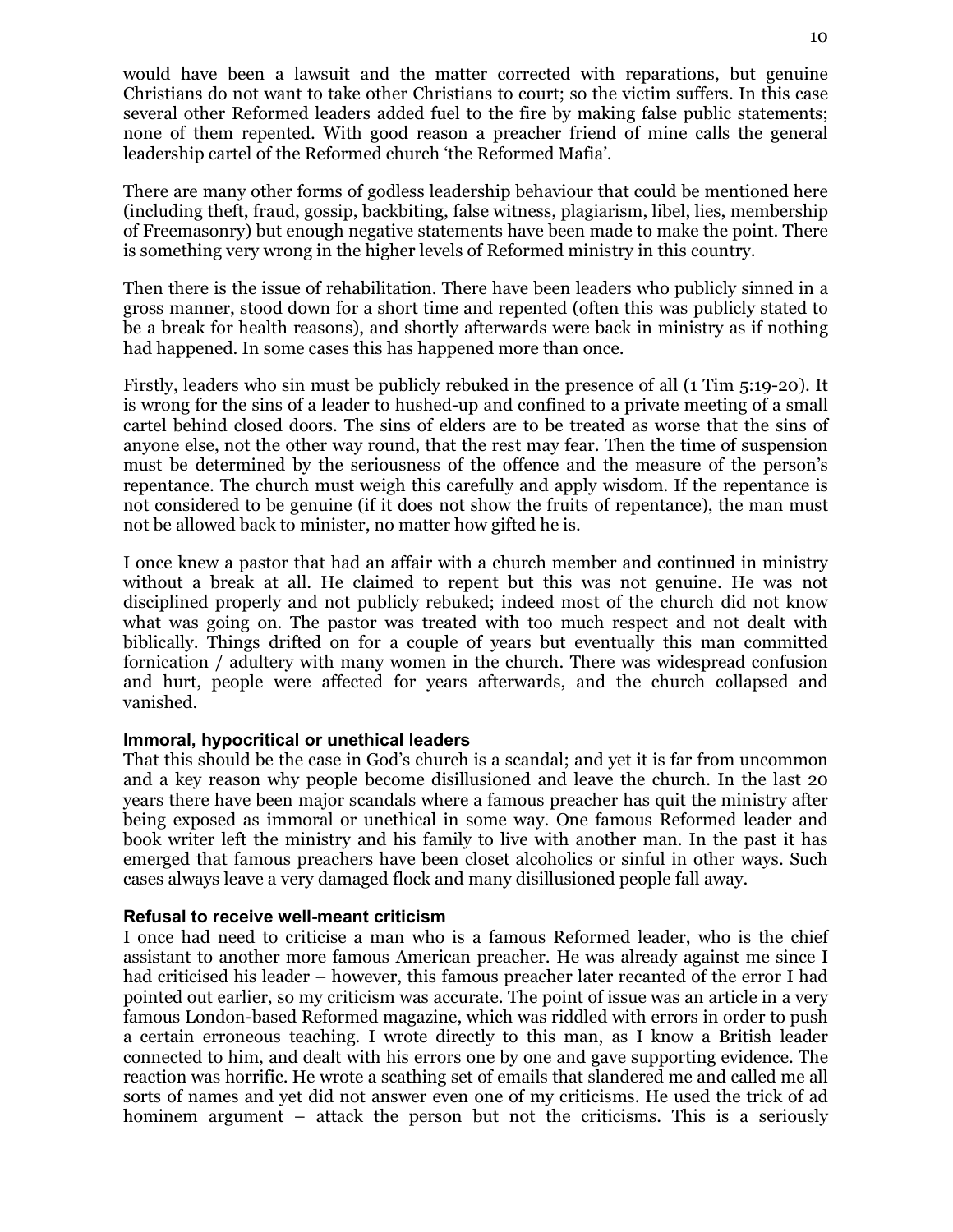would have been a lawsuit and the matter corrected with reparations, but genuine Christians do not want to take other Christians to court; so the victim suffers. In this case several other Reformed leaders added fuel to the fire by making false public statements; none of them repented. With good reason a preacher friend of mine calls the general leadership cartel of the Reformed church 'the Reformed Mafia'.

There are many other forms of godless leadership behaviour that could be mentioned here (including theft, fraud, gossip, backbiting, false witness, plagiarism, libel, lies, membership of Freemasonry) but enough negative statements have been made to make the point. There is something very wrong in the higher levels of Reformed ministry in this country.

Then there is the issue of rehabilitation. There have been leaders who publicly sinned in a gross manner, stood down for a short time and repented (often this was publicly stated to be a break for health reasons), and shortly afterwards were back in ministry as if nothing had happened. In some cases this has happened more than once.

Firstly, leaders who sin must be publicly rebuked in the presence of all (1 Tim 5:19-20). It is wrong for the sins of a leader to hushed-up and confined to a private meeting of a small cartel behind closed doors. The sins of elders are to be treated as worse that the sins of anyone else, not the other way round, that the rest may fear. Then the time of suspension must be determined by the seriousness of the offence and the measure of the person's repentance. The church must weigh this carefully and apply wisdom. If the repentance is not considered to be genuine (if it does not show the fruits of repentance), the man must not be allowed back to minister, no matter how gifted he is.

I once knew a pastor that had an affair with a church member and continued in ministry without a break at all. He claimed to repent but this was not genuine. He was not disciplined properly and not publicly rebuked; indeed most of the church did not know what was going on. The pastor was treated with too much respect and not dealt with biblically. Things drifted on for a couple of years but eventually this man committed fornication / adultery with many women in the church. There was widespread confusion and hurt, people were affected for years afterwards, and the church collapsed and vanished.

#### Immoral, hypocritical or unethical leaders

That this should be the case in God's church is a scandal; and yet it is far from uncommon and a key reason why people become disillusioned and leave the church. In the last 20 years there have been major scandals where a famous preacher has quit the ministry after being exposed as immoral or unethical in some way. One famous Reformed leader and book writer left the ministry and his family to live with another man. In the past it has emerged that famous preachers have been closet alcoholics or sinful in other ways. Such cases always leave a very damaged flock and many disillusioned people fall away.

#### Refusal to receive well-meant criticism

I once had need to criticise a man who is a famous Reformed leader, who is the chief assistant to another more famous American preacher. He was already against me since I had criticised his leader – however, this famous preacher later recanted of the error I had pointed out earlier, so my criticism was accurate. The point of issue was an article in a very famous London-based Reformed magazine, which was riddled with errors in order to push a certain erroneous teaching. I wrote directly to this man, as I know a British leader connected to him, and dealt with his errors one by one and gave supporting evidence. The reaction was horrific. He wrote a scathing set of emails that slandered me and called me all sorts of names and yet did not answer even one of my criticisms. He used the trick of ad hominem argument – attack the person but not the criticisms. This is a seriously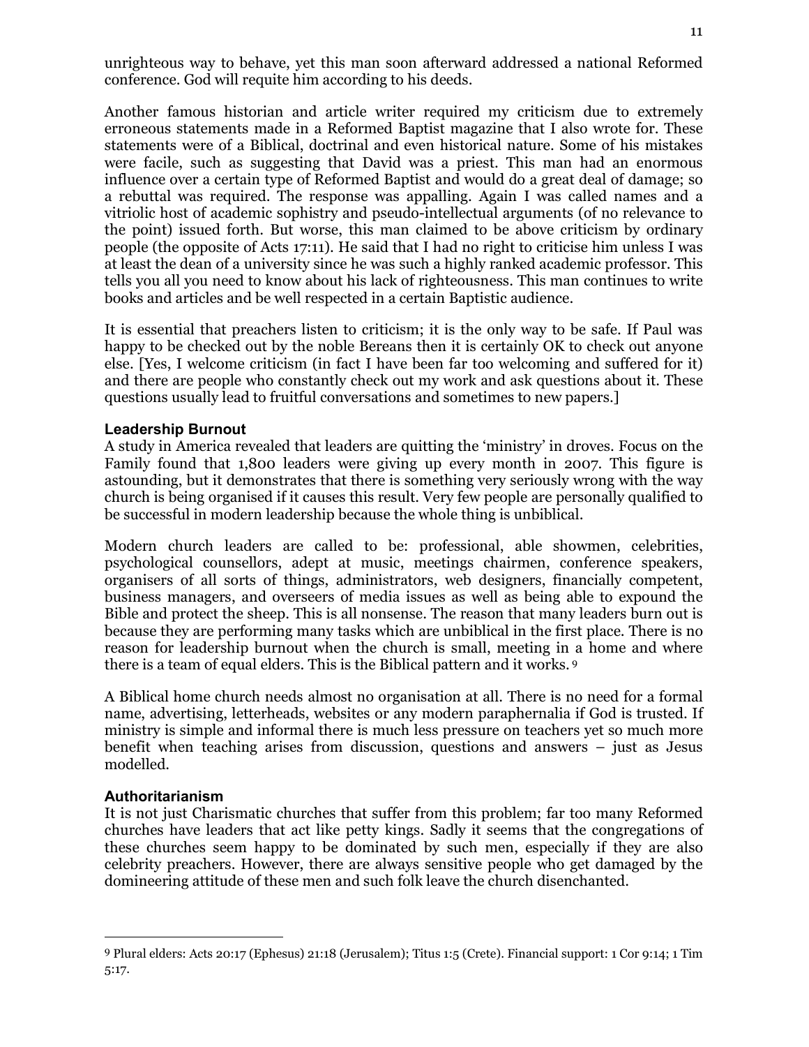unrighteous way to behave, yet this man soon afterward addressed a national Reformed conference. God will requite him according to his deeds.

Another famous historian and article writer required my criticism due to extremely erroneous statements made in a Reformed Baptist magazine that I also wrote for. These statements were of a Biblical, doctrinal and even historical nature. Some of his mistakes were facile, such as suggesting that David was a priest. This man had an enormous influence over a certain type of Reformed Baptist and would do a great deal of damage; so a rebuttal was required. The response was appalling. Again I was called names and a vitriolic host of academic sophistry and pseudo-intellectual arguments (of no relevance to the point) issued forth. But worse, this man claimed to be above criticism by ordinary people (the opposite of Acts 17:11). He said that I had no right to criticise him unless I was at least the dean of a university since he was such a highly ranked academic professor. This tells you all you need to know about his lack of righteousness. This man continues to write books and articles and be well respected in a certain Baptistic audience.

It is essential that preachers listen to criticism; it is the only way to be safe. If Paul was happy to be checked out by the noble Bereans then it is certainly OK to check out anyone else. [Yes, I welcome criticism (in fact I have been far too welcoming and suffered for it) and there are people who constantly check out my work and ask questions about it. These questions usually lead to fruitful conversations and sometimes to new papers.]

### Leadership Burnout

A study in America revealed that leaders are quitting the 'ministry' in droves. Focus on the Family found that 1,800 leaders were giving up every month in 2007. This figure is astounding, but it demonstrates that there is something very seriously wrong with the way church is being organised if it causes this result. Very few people are personally qualified to be successful in modern leadership because the whole thing is unbiblical.

Modern church leaders are called to be: professional, able showmen, celebrities, psychological counsellors, adept at music, meetings chairmen, conference speakers, organisers of all sorts of things, administrators, web designers, financially competent, business managers, and overseers of media issues as well as being able to expound the Bible and protect the sheep. This is all nonsense. The reason that many leaders burn out is because they are performing many tasks which are unbiblical in the first place. There is no reason for leadership burnout when the church is small, meeting in a home and where there is a team of equal elders. This is the Biblical pattern and it works. [9]

A Biblical home church needs almost no organisation at all. There is no need for a formal name, advertising, letterheads, websites or any modern paraphernalia if God is trusted. If ministry is simple and informal there is much less pressure on teachers yet so much more benefit when teaching arises from discussion, questions and answers – just as Jesus modelled.

### Authoritarianism

It is not just Charismatic churches that suffer from this problem; far too many Reformed churches have leaders that act like petty kings. Sadly it seems that the congregations of these churches seem happy to be dominated by such men, especially if they are also celebrity preachers. However, there are always sensitive people who get damaged by the domineering attitude of these men and such folk leave the church disenchanted.

---

[9] Plural elders: Acts 20:17 (Ephesus) 21:18 (Jerusalem); Titus 1:5 (Crete). Financial support: 1 Cor 9:14; 1 Tim 5:17.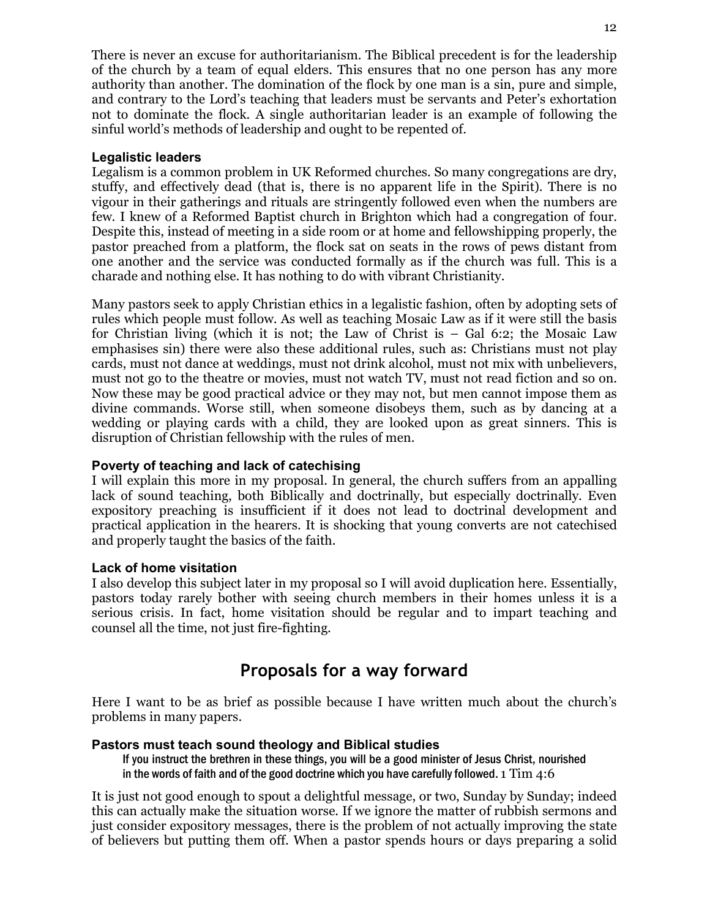There is never an excuse for authoritarianism. The Biblical precedent is for the leadership of the church by a team of equal elders. This ensures that no one person has any more authority than another. The domination of the flock by one man is a sin, pure and simple, and contrary to the Lord's teaching that leaders must be servants and Peter's exhortation not to dominate the flock. A single authoritarian leader is an example of following the sinful world's methods of leadership and ought to be repented of.

### Legalistic leaders

Legalism is a common problem in UK Reformed churches. So many congregations are dry, stuffy, and effectively dead (that is, there is no apparent life in the Spirit). There is no vigour in their gatherings and rituals are stringently followed even when the numbers are few. I knew of a Reformed Baptist church in Brighton which had a congregation of four. Despite this, instead of meeting in a side room or at home and fellowshipping properly, the pastor preached from a platform, the flock sat on seats in the rows of pews distant from one another and the service was conducted formally as if the church was full. This is a charade and nothing else. It has nothing to do with vibrant Christianity.

Many pastors seek to apply Christian ethics in a legalistic fashion, often by adopting sets of rules which people must follow. As well as teaching Mosaic Law as if it were still the basis for Christian living (which it is not; the Law of Christ is – Gal 6:2; the Mosaic Law emphasises sin) there were also these additional rules, such as: Christians must not play cards, must not dance at weddings, must not drink alcohol, must not mix with unbelievers, must not go to the theatre or movies, must not watch TV, must not read fiction and so on. Now these may be good practical advice or they may not, but men cannot impose them as divine commands. Worse still, when someone disobeys them, such as by dancing at a wedding or playing cards with a child, they are looked upon as great sinners. This is disruption of Christian fellowship with the rules of men.

### Poverty of teaching and lack of catechising

I will explain this more in my proposal. In general, the church suffers from an appalling lack of sound teaching, both Biblically and doctrinally, but especially doctrinally. Even expository preaching is insufficient if it does not lead to doctrinal development and practical application in the hearers. It is shocking that young converts are not catechised and properly taught the basics of the faith.

### Lack of home visitation

I also develop this subject later in my proposal so I will avoid duplication here. Essentially, pastors today rarely bother with seeing church members in their homes unless it is a serious crisis. In fact, home visitation should be regular and to impart teaching and counsel all the time, not just fire-fighting.

## Proposals for a way forward

Here I want to be as brief as possible because I have written much about the church's problems in many papers.

### Pastors must teach sound theology and Biblical studies

> If you instruct the brethren in these things, you will be a good minister of Jesus Christ, nourished in the words of faith and of the good doctrine which you have carefully followed. 1 Tim 4:6

It is just not good enough to spout a delightful message, or two, Sunday by Sunday; indeed this can actually make the situation worse. If we ignore the matter of rubbish sermons and just consider expository messages, there is the problem of not actually improving the state of believers but putting them off. When a pastor spends hours or days preparing a solid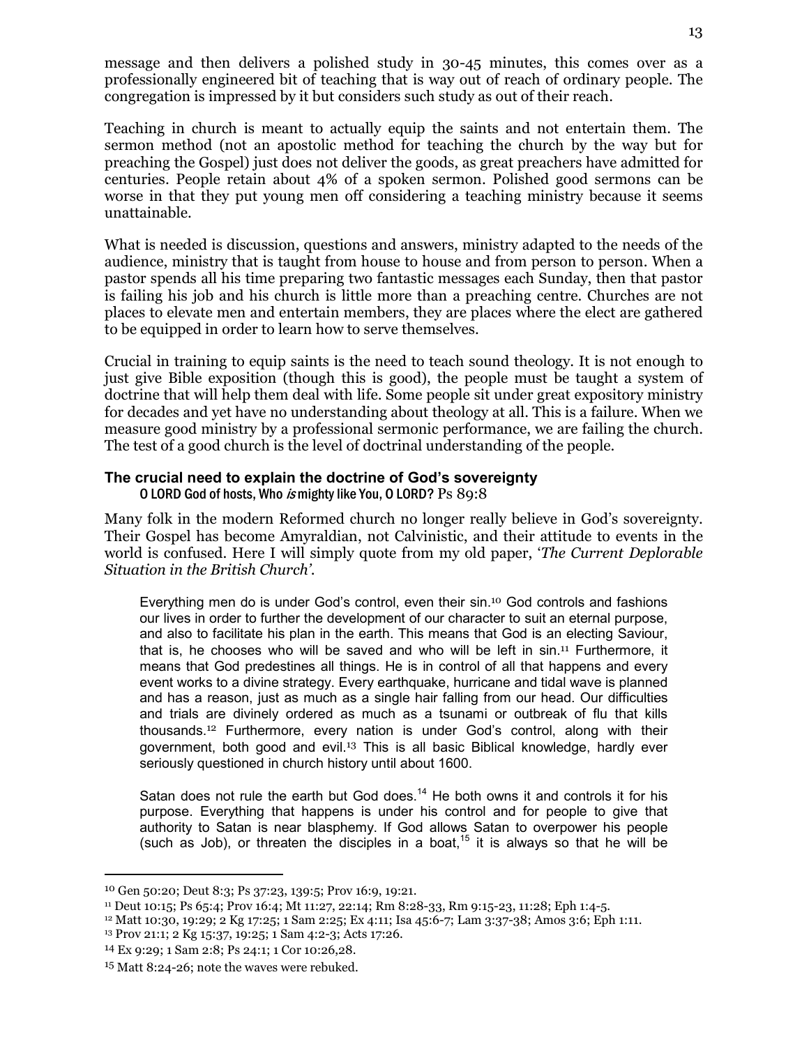message and then delivers a polished study in 30-45 minutes, this comes over as a professionally engineered bit of teaching that is way out of reach of ordinary people. The congregation is impressed by it but considers such study as out of their reach.

Teaching in church is meant to actually equip the saints and not entertain them. The sermon method (not an apostolic method for teaching the church by the way but for preaching the Gospel) just does not deliver the goods, as great preachers have admitted for centuries. People retain about 4% of a spoken sermon. Polished good sermons can be worse in that they put young men off considering a teaching ministry because it seems unattainable.

What is needed is discussion, questions and answers, ministry adapted to the needs of the audience, ministry that is taught from house to house and from person to person. When a pastor spends all his time preparing two fantastic messages each Sunday, then that pastor is failing his job and his church is little more than a preaching centre. Churches are not places to elevate men and entertain members, they are places where the elect are gathered to be equipped in order to learn how to serve themselves.

Crucial in training to equip saints is the need to teach sound theology. It is not enough to just give Bible exposition (though this is good), the people must be taught a system of doctrine that will help them deal with life. Some people sit under great expository ministry for decades and yet have no understanding about theology at all. This is a failure. When we measure good ministry by a professional sermonic performance, we are failing the church. The test of a good church is the level of doctrinal understanding of the people.

### The crucial need to explain the doctrine of God's sovereignty

O LORD God of hosts, Who *is* mighty like You, O LORD? Ps 89:8

Many folk in the modern Reformed church no longer really believe in God's sovereignty. Their Gospel has become Amyraldian, not Calvinistic, and their attitude to events in the world is confused. Here I will simply quote from my old paper, '*The Current Deplorable Situation in the British Church'*.

> Everything men do is under God's control, even their sin.[10] God controls and fashions our lives in order to further the development of our character to suit an eternal purpose, and also to facilitate his plan in the earth. This means that God is an electing Saviour, that is, he chooses who will be saved and who will be left in sin.[11] Furthermore, it means that God predestines all things. He is in control of all that happens and every event works to a divine strategy. Every earthquake, hurricane and tidal wave is planned and has a reason, just as much as a single hair falling from our head. Our difficulties and trials are divinely ordered as much as a tsunami or outbreak of flu that kills thousands.[12] Furthermore, every nation is under God's control, along with their government, both good and evil.[13] This is all basic Biblical knowledge, hardly ever seriously questioned in church history until about 1600.
>
> Satan does not rule the earth but God does.[14] He both owns it and controls it for his purpose. Everything that happens is under his control and for people to give that authority to Satan is near blasphemy. If God allows Satan to overpower his people (such as Job), or threaten the disciples in a boat,[15] it is always so that he will be

---

[10] Gen 50:20; Deut 8:3; Ps 37:23, 139:5; Prov 16:9, 19:21.

[11] Deut 10:15; Ps 65:4; Prov 16:4; Mt 11:27, 22:14; Rm 8:28-33, Rm 9:15-23, 11:28; Eph 1:4-5.

[12] Matt 10:30, 19:29; 2 Kg 17:25; 1 Sam 2:25; Ex 4:11; Isa 45:6-7; Lam 3:37-38; Amos 3:6; Eph 1:11.

[13] Prov 21:1; 2 Kg 15:37, 19:25; 1 Sam 4:2-3; Acts 17:26.

[14] Ex 9:29; 1 Sam 2:8; Ps 24:1; 1 Cor 10:26,28.

[15] Matt 8:24-26; note the waves were rebuked.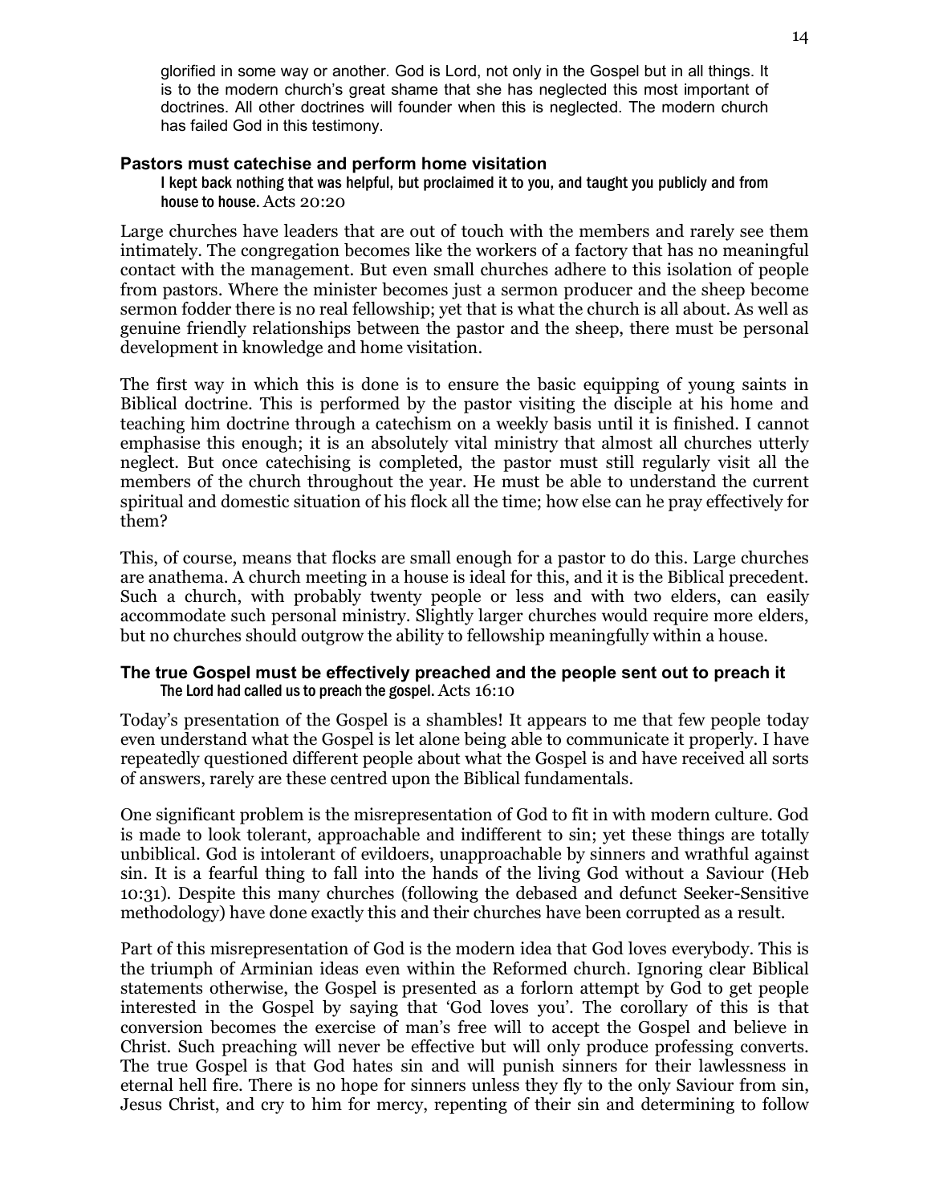glorified in some way or another. God is Lord, not only in the Gospel but in all things. It is to the modern church's great shame that she has neglected this most important of doctrines. All other doctrines will founder when this is neglected. The modern church has failed God in this testimony.

### Pastors must catechise and perform home visitation

> I kept back nothing that was helpful, but proclaimed it to you, and taught you publicly and from house to house. Acts 20:20

Large churches have leaders that are out of touch with the members and rarely see them intimately. The congregation becomes like the workers of a factory that has no meaningful contact with the management. But even small churches adhere to this isolation of people from pastors. Where the minister becomes just a sermon producer and the sheep become sermon fodder there is no real fellowship; yet that is what the church is all about. As well as genuine friendly relationships between the pastor and the sheep, there must be personal development in knowledge and home visitation.

The first way in which this is done is to ensure the basic equipping of young saints in Biblical doctrine. This is performed by the pastor visiting the disciple at his home and teaching him doctrine through a catechism on a weekly basis until it is finished. I cannot emphasise this enough; it is an absolutely vital ministry that almost all churches utterly neglect. But once catechising is completed, the pastor must still regularly visit all the members of the church throughout the year. He must be able to understand the current spiritual and domestic situation of his flock all the time; how else can he pray effectively for them?

This, of course, means that flocks are small enough for a pastor to do this. Large churches are anathema. A church meeting in a house is ideal for this, and it is the Biblical precedent. Such a church, with probably twenty people or less and with two elders, can easily accommodate such personal ministry. Slightly larger churches would require more elders, but no churches should outgrow the ability to fellowship meaningfully within a house.

### The true Gospel must be effectively preached and the people sent out to preach it

> The Lord had called us to preach the gospel. Acts 16:10

Today's presentation of the Gospel is a shambles! It appears to me that few people today even understand what the Gospel is let alone being able to communicate it properly. I have repeatedly questioned different people about what the Gospel is and have received all sorts of answers, rarely are these centred upon the Biblical fundamentals.

One significant problem is the misrepresentation of God to fit in with modern culture. God is made to look tolerant, approachable and indifferent to sin; yet these things are totally unbiblical. God is intolerant of evildoers, unapproachable by sinners and wrathful against sin. It is a fearful thing to fall into the hands of the living God without a Saviour (Heb 10:31). Despite this many churches (following the debased and defunct Seeker-Sensitive methodology) have done exactly this and their churches have been corrupted as a result.

Part of this misrepresentation of God is the modern idea that God loves everybody. This is the triumph of Arminian ideas even within the Reformed church. Ignoring clear Biblical statements otherwise, the Gospel is presented as a forlorn attempt by God to get people interested in the Gospel by saying that 'God loves you'. The corollary of this is that conversion becomes the exercise of man's free will to accept the Gospel and believe in Christ. Such preaching will never be effective but will only produce professing converts. The true Gospel is that God hates sin and will punish sinners for their lawlessness in eternal hell fire. There is no hope for sinners unless they fly to the only Saviour from sin, Jesus Christ, and cry to him for mercy, repenting of their sin and determining to follow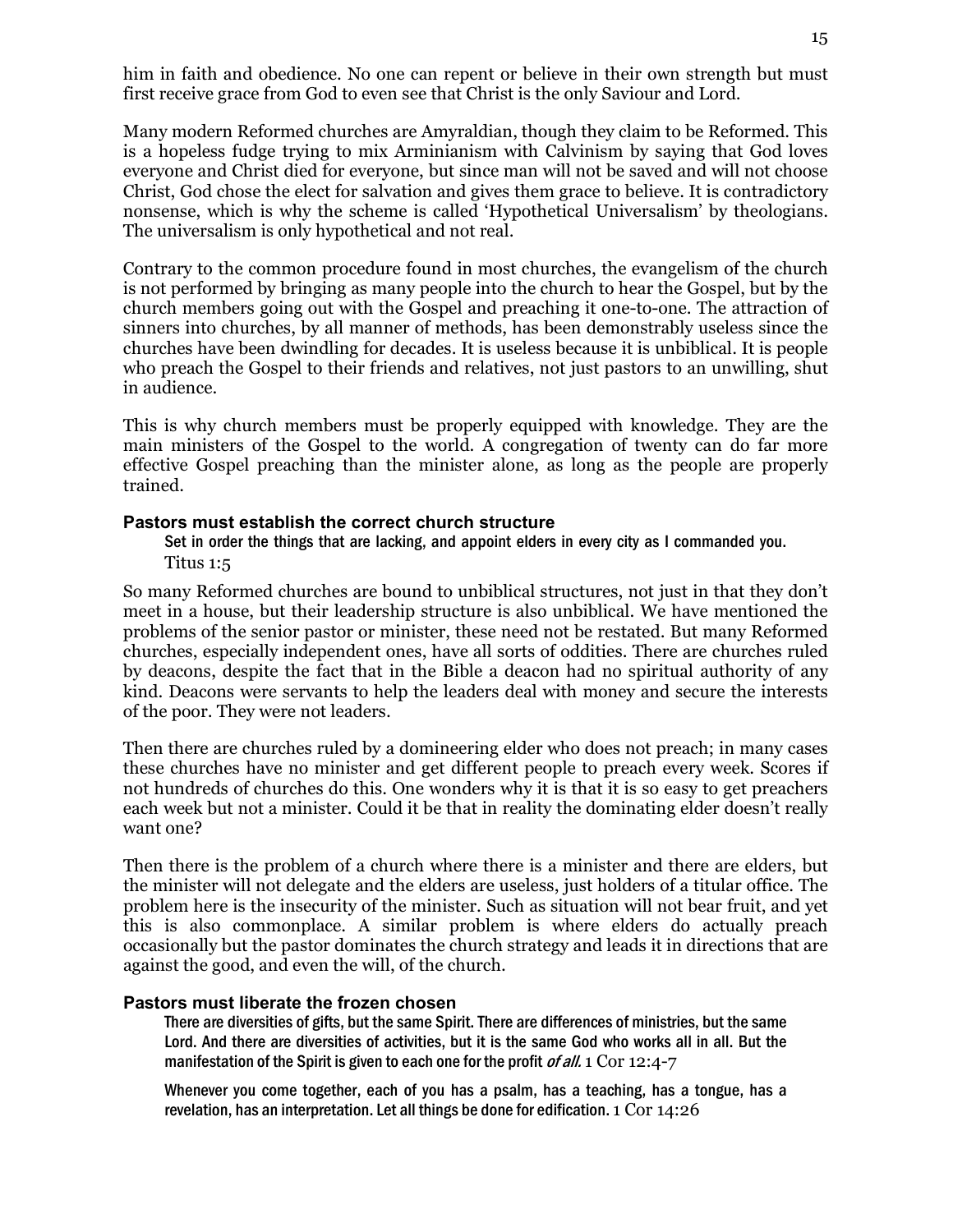him in faith and obedience. No one can repent or believe in their own strength but must first receive grace from God to even see that Christ is the only Saviour and Lord.

Many modern Reformed churches are Amyraldian, though they claim to be Reformed. This is a hopeless fudge trying to mix Arminianism with Calvinism by saying that God loves everyone and Christ died for everyone, but since man will not be saved and will not choose Christ, God chose the elect for salvation and gives them grace to believe. It is contradictory nonsense, which is why the scheme is called 'Hypothetical Universalism' by theologians. The universalism is only hypothetical and not real.

Contrary to the common procedure found in most churches, the evangelism of the church is not performed by bringing as many people into the church to hear the Gospel, but by the church members going out with the Gospel and preaching it one-to-one. The attraction of sinners into churches, by all manner of methods, has been demonstrably useless since the churches have been dwindling for decades. It is useless because it is unbiblical. It is people who preach the Gospel to their friends and relatives, not just pastors to an unwilling, shut in audience.

This is why church members must be properly equipped with knowledge. They are the main ministers of the Gospel to the world. A congregation of twenty can do far more effective Gospel preaching than the minister alone, as long as the people are properly trained.

### Pastors must establish the correct church structure

> Set in order the things that are lacking, and appoint elders in every city as I commanded you. Titus 1:5

So many Reformed churches are bound to unbiblical structures, not just in that they don't meet in a house, but their leadership structure is also unbiblical. We have mentioned the problems of the senior pastor or minister, these need not be restated. But many Reformed churches, especially independent ones, have all sorts of oddities. There are churches ruled by deacons, despite the fact that in the Bible a deacon had no spiritual authority of any kind. Deacons were servants to help the leaders deal with money and secure the interests of the poor. They were not leaders.

Then there are churches ruled by a domineering elder who does not preach; in many cases these churches have no minister and get different people to preach every week. Scores if not hundreds of churches do this. One wonders why it is that it is so easy to get preachers each week but not a minister. Could it be that in reality the dominating elder doesn't really want one?

Then there is the problem of a church where there is a minister and there are elders, but the minister will not delegate and the elders are useless, just holders of a titular office. The problem here is the insecurity of the minister. Such as situation will not bear fruit, and yet this is also commonplace. A similar problem is where elders do actually preach occasionally but the pastor dominates the church strategy and leads it in directions that are against the good, and even the will, of the church.

### Pastors must liberate the frozen chosen

> There are diversities of gifts, but the same Spirit. There are differences of ministries, but the same Lord. And there are diversities of activities, but it is the same God who works all in all. But the manifestation of the Spirit is given to each one for the profit *of all.* 1 Cor 12:4-7

> Whenever you come together, each of you has a psalm, has a teaching, has a tongue, has a revelation, has an interpretation. Let all things be done for edification. 1 Cor 14:26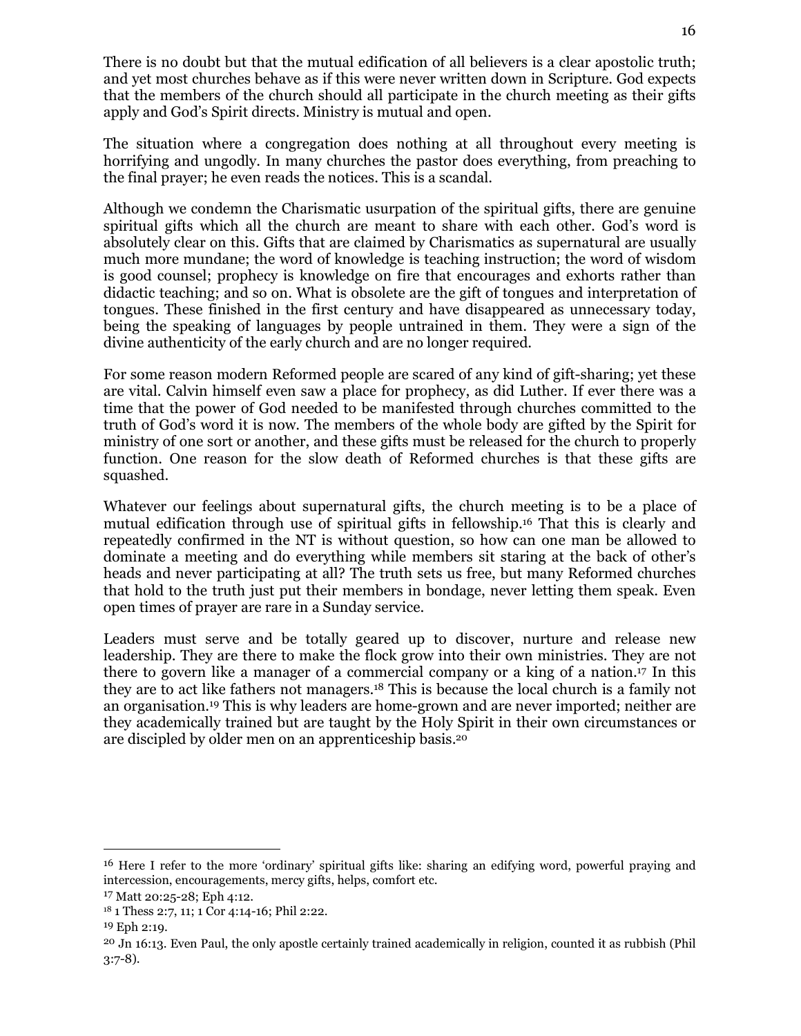There is no doubt but that the mutual edification of all believers is a clear apostolic truth; and yet most churches behave as if this were never written down in Scripture. God expects that the members of the church should all participate in the church meeting as their gifts apply and God's Spirit directs. Ministry is mutual and open.

The situation where a congregation does nothing at all throughout every meeting is horrifying and ungodly. In many churches the pastor does everything, from preaching to the final prayer; he even reads the notices. This is a scandal.

Although we condemn the Charismatic usurpation of the spiritual gifts, there are genuine spiritual gifts which all the church are meant to share with each other. God's word is absolutely clear on this. Gifts that are claimed by Charismatics as supernatural are usually much more mundane; the word of knowledge is teaching instruction; the word of wisdom is good counsel; prophecy is knowledge on fire that encourages and exhorts rather than didactic teaching; and so on. What is obsolete are the gift of tongues and interpretation of tongues. These finished in the first century and have disappeared as unnecessary today, being the speaking of languages by people untrained in them. They were a sign of the divine authenticity of the early church and are no longer required.

For some reason modern Reformed people are scared of any kind of gift-sharing; yet these are vital. Calvin himself even saw a place for prophecy, as did Luther. If ever there was a time that the power of God needed to be manifested through churches committed to the truth of God's word it is now. The members of the whole body are gifted by the Spirit for ministry of one sort or another, and these gifts must be released for the church to properly function. One reason for the slow death of Reformed churches is that these gifts are squashed.

Whatever our feelings about supernatural gifts, the church meeting is to be a place of mutual edification through use of spiritual gifts in fellowship.[16] That this is clearly and repeatedly confirmed in the NT is without question, so how can one man be allowed to dominate a meeting and do everything while members sit staring at the back of other's heads and never participating at all? The truth sets us free, but many Reformed churches that hold to the truth just put their members in bondage, never letting them speak. Even open times of prayer are rare in a Sunday service.

Leaders must serve and be totally geared up to discover, nurture and release new leadership. They are there to make the flock grow into their own ministries. They are not there to govern like a manager of a commercial company or a king of a nation.[17] In this they are to act like fathers not managers.[18] This is because the local church is a family not an organisation.[19] This is why leaders are home-grown and are never imported; neither are they academically trained but are taught by the Holy Spirit in their own circumstances or are discipled by older men on an apprenticeship basis.[20]

---

[16] Here I refer to the more 'ordinary' spiritual gifts like: sharing an edifying word, powerful praying and intercession, encouragements, mercy gifts, helps, comfort etc.

[17] Matt 20:25-28; Eph 4:12.

[18] 1 Thess 2:7, 11; 1 Cor 4:14-16; Phil 2:22.

[19] Eph 2:19.

[20] Jn 16:13. Even Paul, the only apostle certainly trained academically in religion, counted it as rubbish (Phil 3:7-8).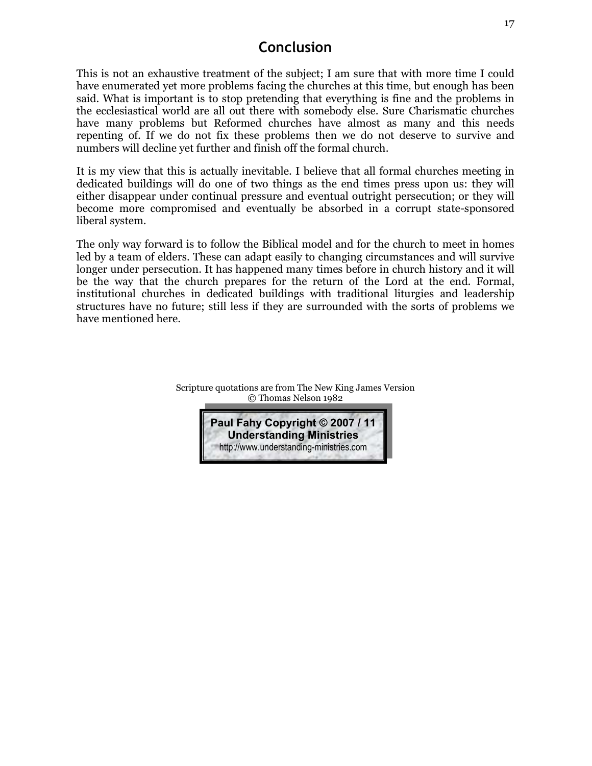# Conclusion

This is not an exhaustive treatment of the subject; I am sure that with more time I could have enumerated yet more problems facing the churches at this time, but enough has been said. What is important is to stop pretending that everything is fine and the problems in the ecclesiastical world are all out there with somebody else. Sure Charismatic churches have many problems but Reformed churches have almost as many and this needs repenting of. If we do not fix these problems then we do not deserve to survive and numbers will decline yet further and finish off the formal church.

It is my view that this is actually inevitable. I believe that all formal churches meeting in dedicated buildings will do one of two things as the end times press upon us: they will either disappear under continual pressure and eventual outright persecution; or they will become more compromised and eventually be absorbed in a corrupt state-sponsored liberal system.

The only way forward is to follow the Biblical model and for the church to meet in homes led by a team of elders. These can adapt easily to changing circumstances and will survive longer under persecution. It has happened many times before in church history and it will be the way that the church prepares for the return of the Lord at the end. Formal, institutional churches in dedicated buildings with traditional liturgies and leadership structures have no future; still less if they are surrounded with the sorts of problems we have mentioned here.

Scripture quotations are from The New King James Version
© Thomas Nelson 1982

**Paul Fahy Copyright © 2007 / 11**
**Understanding Ministries**
http://www.understanding-ministries.com